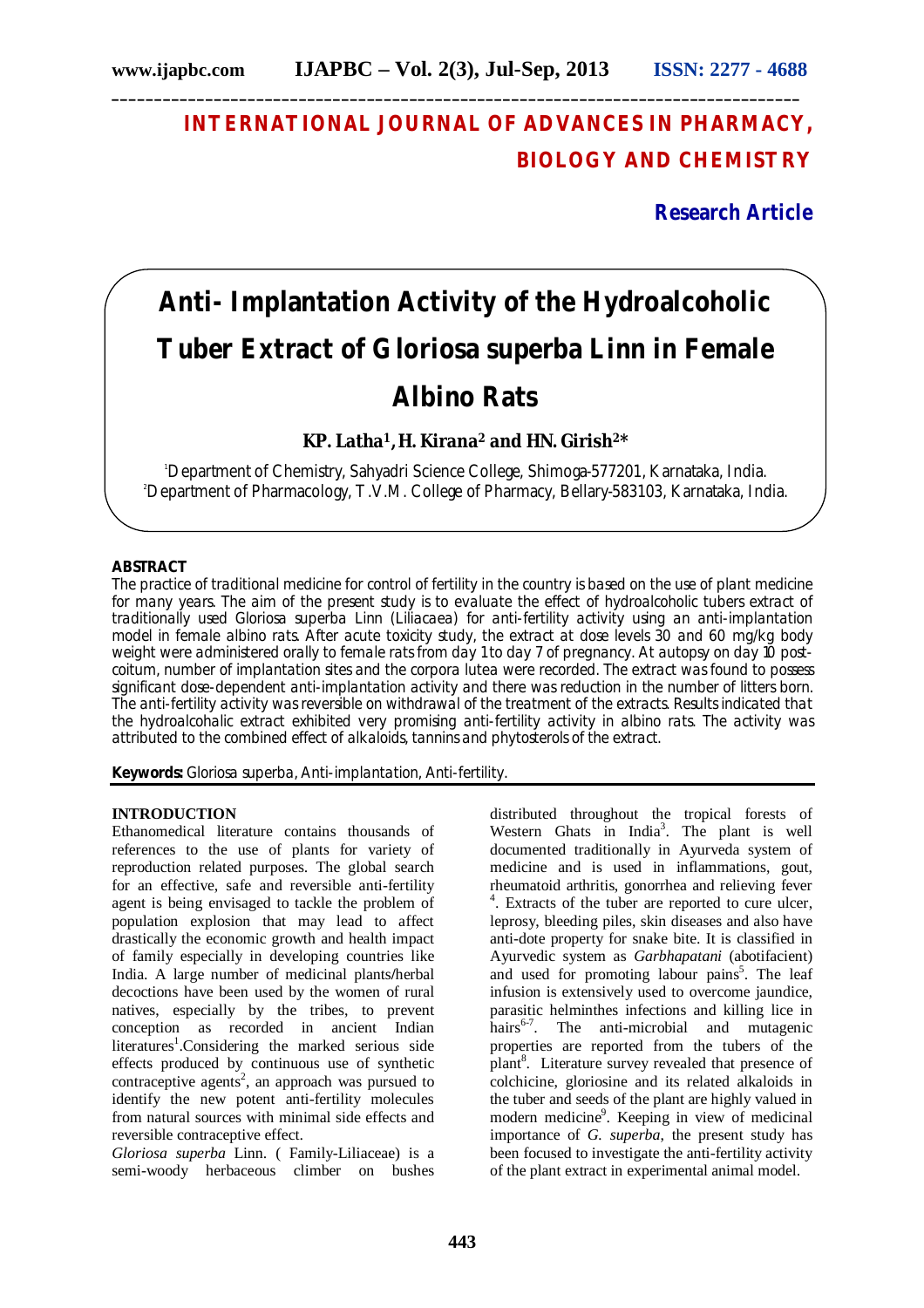# INTERNATIONAL JOURNAL OF ADVANCES IN PHARMACY, BIOLOGY AND CHEMISTRY

**Research Article**

# Anti- Implantation Activity of the Hydroalcoholic Tuber Extract of Gloriosa superba Linn in Female Albino Rats

**KP. Latha[1], H. Kirana[2] and HN. Girish[2]***

[1]Department of Chemistry, Sahyadri Science College, Shimoga-577201, Karnataka, India.
[2]Department of Pharmacology, T.V.M. College of Pharmacy, Bellary-583103, Karnataka, India.

## ABSTRACT

The practice of traditional medicine for control of fertility in the country is based on the use of plant medicine for many years. The aim of the present study is to evaluate the effect of hydroalcoholic tubers extract of traditionally used Gloriosa superba Linn (Liliacaea) for anti-fertility activity using an anti-implantation model in female albino rats. After acute toxicity study, the extract at dose levels 30 and 60 mg/kg body weight were administered orally to female rats from day 1 to day 7 of pregnancy. At autopsy on day 10 post-coitum, number of implantation sites and the corpora lutea were recorded. The extract was found to possess significant dose-dependent anti-implantation activity and there was reduction in the number of litters born. The anti-fertility activity was reversible on withdrawal of the treatment of the extracts. Results indicated that the hydroalcohalic extract exhibited very promising anti-fertility activity in albino rats. The activity was attributed to the combined effect of alkaloids, tannins and phytosterols of the extract.

**Keywords:** Gloriosa superba, Anti-implantation, Anti-fertility.

## INTRODUCTION

Ethanomedical literature contains thousands of references to the use of plants for variety of reproduction related purposes. The global search for an effective, safe and reversible anti-fertility agent is being envisaged to tackle the problem of population explosion that may lead to affect drastically the economic growth and health impact of family especially in developing countries like India. A large number of medicinal plants/herbal decoctions have been used by the women of rural natives, especially by the tribes, to prevent conception as recorded in ancient Indian literatures[1].Considering the marked serious side effects produced by continuous use of synthetic contraceptive agents[2], an approach was pursued to identify the new potent anti-fertility molecules from natural sources with minimal side effects and reversible contraceptive effect.

*Gloriosa superba* Linn. ( Family-Liliaceae) is a semi-woody herbaceous climber on bushes distributed throughout the tropical forests of Western Ghats in India[3]. The plant is well documented traditionally in Ayurveda system of medicine and is used in inflammations, gout, rheumatoid arthritis, gonorrhea and relieving fever [4]. Extracts of the tuber are reported to cure ulcer, leprosy, bleeding piles, skin diseases and also have anti-dote property for snake bite. It is classified in Ayurvedic system as *Garbhapatani* (abotifacient) and used for promoting labour pains[5]. The leaf infusion is extensively used to overcome jaundice, parasitic helminthes infections and killing lice in hairs[6-7]. The anti-microbial and mutagenic properties are reported from the tubers of the plant[8]. Literature survey revealed that presence of colchicine, gloriosine and its related alkaloids in the tuber and seeds of the plant are highly valued in modern medicine[9]. Keeping in view of medicinal importance of *G. superba*, the present study has been focused to investigate the anti-fertility activity of the plant extract in experimental animal model.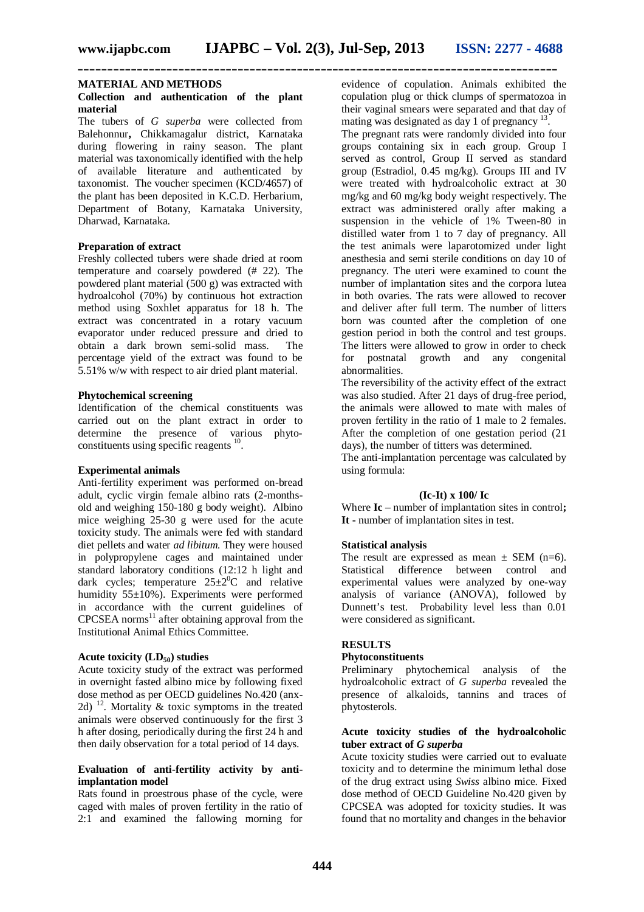## MATERIAL AND METHODS

### Collection and authentication of the plant material

The tubers of *G superba* were collected from Balehonnur**,** Chikkamagalur district, Karnataka during flowering in rainy season. The plant material was taxonomically identified with the help of available literature and authenticated by taxonomist. The voucher specimen (KCD/4657) of the plant has been deposited in K.C.D. Herbarium, Department of Botany, Karnataka University, Dharwad, Karnataka.

### Preparation of extract

Freshly collected tubers were shade dried at room temperature and coarsely powdered (# 22). The powdered plant material (500 g) was extracted with hydroalcohol (70%) by continuous hot extraction method using Soxhlet apparatus for 18 h. The extract was concentrated in a rotary vacuum evaporator under reduced pressure and dried to obtain a dark brown semi-solid mass. The percentage yield of the extract was found to be 5.51% w/w with respect to air dried plant material.

### Phytochemical screening

Identification of the chemical constituents was carried out on the plant extract in order to determine the presence of various phyto-constituents using specific reagents [10].

### Experimental animals

Anti-fertility experiment was performed on-bread adult, cyclic virgin female albino rats (2-months-old and weighing 150-180 g body weight). Albino mice weighing 25-30 g were used for the acute toxicity study. The animals were fed with standard diet pellets and water *ad libitum*. They were housed in polypropylene cages and maintained under standard laboratory conditions (12:12 h light and dark cycles; temperature 25±2$^0$C and relative humidity 55±10%). Experiments were performed in accordance with the current guidelines of CPCSEA norms[11] after obtaining approval from the Institutional Animal Ethics Committee.

### Acute toxicity ($LD_{50}$) studies

Acute toxicity study of the extract was performed in overnight fasted albino mice by following fixed dose method as per OECD guidelines No.420 (anx-2d) [12]. Mortality & toxic symptoms in the treated animals were observed continuously for the first 3 h after dosing, periodically during the first 24 h and then daily observation for a total period of 14 days.

### Evaluation of anti-fertility activity by anti-implantation model

Rats found in proestrous phase of the cycle, were caged with males of proven fertility in the ratio of 2:1 and examined the fallowing morning for evidence of copulation. Animals exhibited the copulation plug or thick clumps of spermatozoa in their vaginal smears were separated and that day of mating was designated as day 1 of pregnancy [13].

The pregnant rats were randomly divided into four groups containing six in each group. Group I served as control, Group II served as standard group (Estradiol, 0.45 mg/kg). Groups III and IV were treated with hydroalcoholic extract at 30 mg/kg and 60 mg/kg body weight respectively. The extract was administered orally after making a suspension in the vehicle of 1% Tween-80 in distilled water from 1 to 7 day of pregnancy. All the test animals were laparotomized under light anesthesia and semi sterile conditions on day 10 of pregnancy. The uteri were examined to count the number of implantation sites and the corpora lutea in both ovaries. The rats were allowed to recover and deliver after full term. The number of litters born was counted after the completion of one gestion period in both the control and test groups. The litters were allowed to grow in order to check for postnatal growth and any congenital abnormalities.

The reversibility of the activity effect of the extract was also studied. After 21 days of drug-free period, the animals were allowed to mate with males of proven fertility in the ratio of 1 male to 2 females. After the completion of one gestation period (21 days), the number of titters was determined.

The anti-implantation percentage was calculated by using formula:

$$(Ic-It) \times 100/ Ic$$

Where **Ic** – number of implantation sites in control**;** **It -** number of implantation sites in test.

### Statistical analysis

The result are expressed as mean ± SEM (n=6). Statistical difference between control and experimental values were analyzed by one-way analysis of variance (ANOVA), followed by Dunnett's test. Probability level less than 0.01 were considered as significant.

## RESULTS

### Phytoconstituents

Preliminary phytochemical analysis of the hydroalcoholic extract of *G superba* revealed the presence of alkaloids, tannins and traces of phytosterols.

### Acute toxicity studies of the hydroalcoholic tuber extract of *G superba*

Acute toxicity studies were carried out to evaluate toxicity and to determine the minimum lethal dose of the drug extract using *Swiss* albino mice. Fixed dose method of OECD Guideline No.420 given by CPCSEA was adopted for toxicity studies. It was found that no mortality and changes in the behavior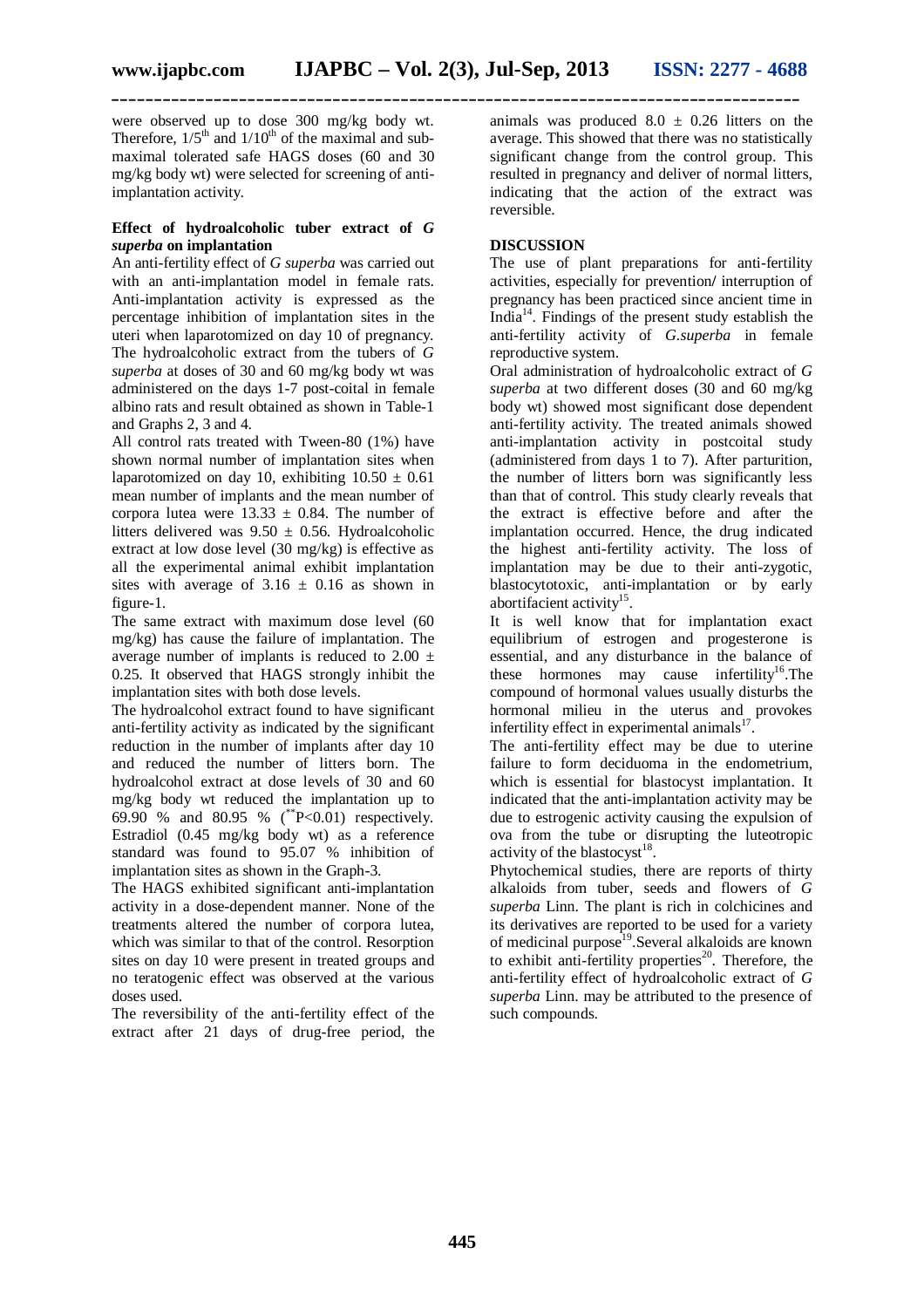were observed up to dose 300 mg/kg body wt. Therefore, $1/5^{th}$ and $1/10^{th}$ of the maximal and sub-maximal tolerated safe HAGS doses (60 and 30 mg/kg body wt) were selected for screening of anti-implantation activity.

**Effect of hydroalcoholic tuber extract of *G superba* on implantation**

An anti-fertility effect of *G superba* was carried out with an anti-implantation model in female rats. Anti-implantation activity is expressed as the percentage inhibition of implantation sites in the uteri when laparotomized on day 10 of pregnancy. The hydroalcoholic extract from the tubers of *G superba* at doses of 30 and 60 mg/kg body wt was administered on the days 1-7 post-coital in female albino rats and result obtained as shown in Table-1 and Graphs 2, 3 and 4.

All control rats treated with Tween-80 (1%) have shown normal number of implantation sites when laparotomized on day 10, exhibiting $10.50 \pm 0.61$ mean number of implants and the mean number of corpora lutea were $13.33 \pm 0.84$. The number of litters delivered was $9.50 \pm 0.56$. Hydroalcoholic extract at low dose level (30 mg/kg) is effective as all the experimental animal exhibit implantation sites with average of $3.16 \pm 0.16$ as shown in figure-1.

The same extract with maximum dose level (60 mg/kg) has cause the failure of implantation. The average number of implants is reduced to $2.00 \pm 0.25$. It observed that HAGS strongly inhibit the implantation sites with both dose levels.

The hydroalcohol extract found to have significant anti-fertility activity as indicated by the significant reduction in the number of implants after day 10 and reduced the number of litters born. The hydroalcohol extract at dose levels of 30 and 60 mg/kg body wt reduced the implantation up to 69.90 % and 80.95 % ($^{**}P<0.01$) respectively. Estradiol (0.45 mg/kg body wt) as a reference standard was found to 95.07 % inhibition of implantation sites as shown in the Graph-3.

The HAGS exhibited significant anti-implantation activity in a dose-dependent manner. None of the treatments altered the number of corpora lutea, which was similar to that of the control. Resorption sites on day 10 were present in treated groups and no teratogenic effect was observed at the various doses used.

The reversibility of the anti-fertility effect of the extract after 21 days of drug-free period, the animals was produced $8.0 \pm 0.26$ litters on the average. This showed that there was no statistically significant change from the control group. This resulted in pregnancy and deliver of normal litters, indicating that the action of the extract was reversible.

## DISCUSSION

The use of plant preparations for anti-fertility activities, especially for prevention/ interruption of pregnancy has been practiced since ancient time in India[14]. Findings of the present study establish the anti-fertility activity of *G.superba* in female reproductive system.

Oral administration of hydroalcoholic extract of *G superba* at two different doses (30 and 60 mg/kg body wt) showed most significant dose dependent anti-fertility activity. The treated animals showed anti-implantation activity in postcoital study (administered from days 1 to 7). After parturition, the number of litters born was significantly less than that of control. This study clearly reveals that the extract is effective before and after the implantation occurred. Hence, the drug indicated the highest anti-fertility activity. The loss of implantation may be due to their anti-zygotic, blastocytotoxic, anti-implantation or by early abortifacient activity[15].

It is well know that for implantation exact equilibrium of estrogen and progesterone is essential, and any disturbance in the balance of these hormones may cause infertility[16].The compound of hormonal values usually disturbs the hormonal milieu in the uterus and provokes infertility effect in experimental animals[17].

The anti-fertility effect may be due to uterine failure to form deciduoma in the endometrium, which is essential for blastocyst implantation. It indicated that the anti-implantation activity may be due to estrogenic activity causing the expulsion of ova from the tube or disrupting the luteotropic activity of the blastocyst[18].

Phytochemical studies, there are reports of thirty alkaloids from tuber, seeds and flowers of *G superba* Linn. The plant is rich in colchicines and its derivatives are reported to be used for a variety of medicinal purpose[19].Several alkaloids are known to exhibit anti-fertility properties[20]. Therefore, the anti-fertility effect of hydroalcoholic extract of *G superba* Linn. may be attributed to the presence of such compounds.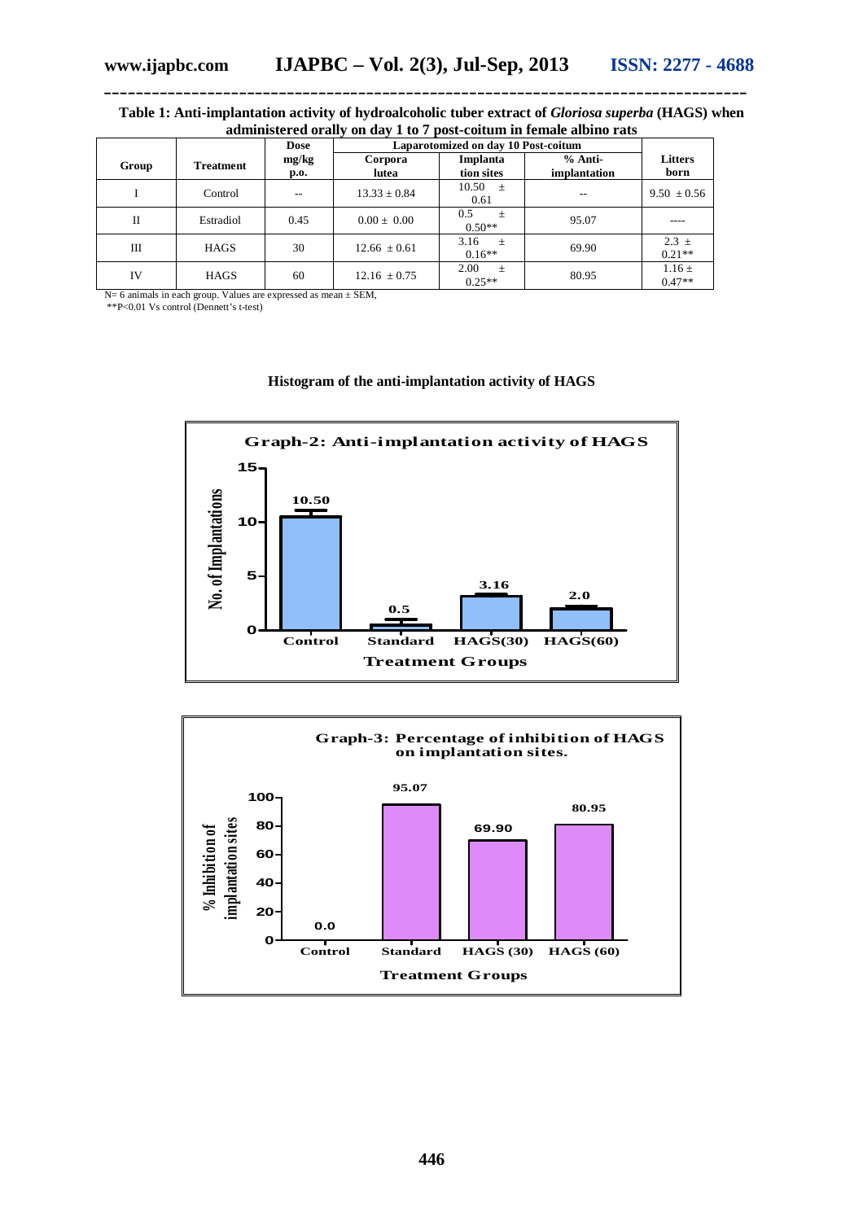**Table 1: Anti-implantation activity of hydroalcoholic tuber extract of *Gloriosa superba* (HAGS) when administered orally on day 1 to 7 post-coitum in female albino rats**

| Group | Treatment | Dose mg/kg p.o. | Laparotomized on day 10 Post-coitum | | | Litters born |
|---|---|---|---|---|---|---|
| | | | Corpora lutea | Implantation sites | % Anti-implantation | |
| I | Control | -- | 13.33 ± 0.84 | 10.50 ± 0.61 | -- | 9.50 ± 0.56 |
| II | Estradiol | 0.45 | 0.00 ± 0.00 | 0.5 ± 0.50** | 95.07 | ---- |
| III | HAGS | 30 | 12.66 ± 0.61 | 3.16 ± 0.16** | 69.90 | 2.3 ± 0.21** |
| IV | HAGS | 60 | 12.16 ± 0.75 | 2.00 ± 0.25** | 80.95 | 1.16 ± 0.47** |

N= 6 animals in each group. Values are expressed as mean ± SEM,
**P<0.01 Vs control (Dennett's t-test)

**Histogram of the anti-implantation activity of HAGS**

**Graph-2: Anti-implantation activity of HAGS**

| Treatment Groups | No. of Implantations |
|---|---|
| Control | 10.50 |
| Standard | 0.5 |
| HAGS(30) | 3.16 |
| HAGS(60) | 2.0 |

**Graph-3: Percentage of inhibition of HAGS on implantation sites.**

| Treatment Groups | % Inhibition of implantation sites |
|---|---|
| Control | 0.0 |
| Standard | 95.07 |
| HAGS (30) | 69.90 |
| HAGS (60) | 80.95 |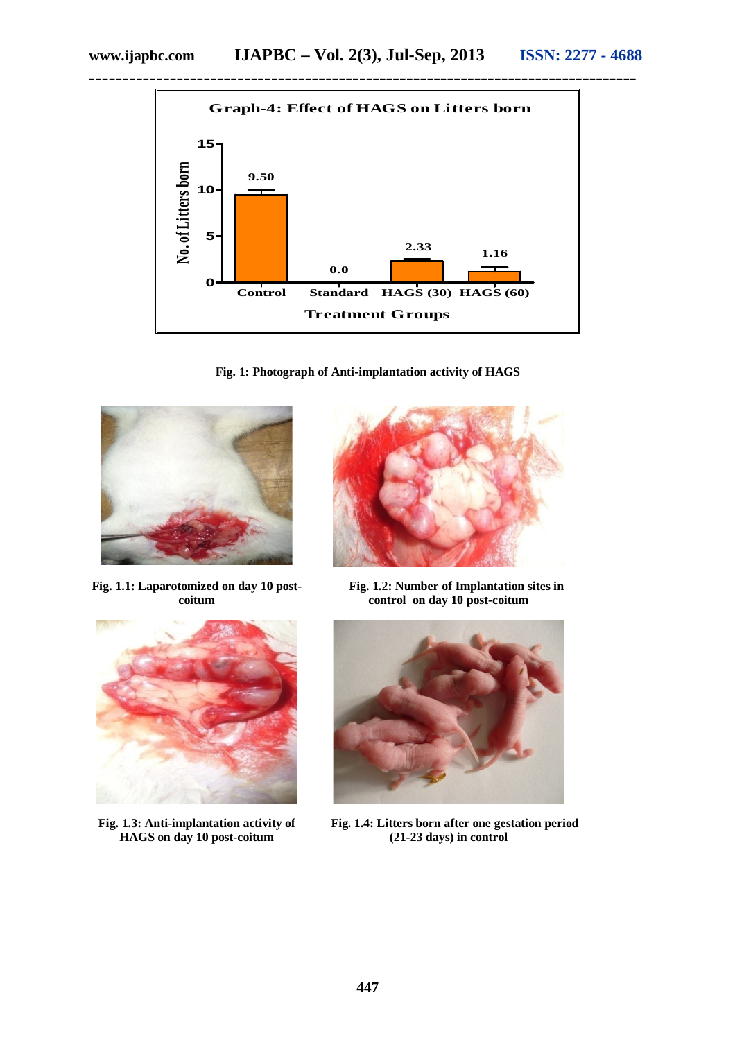Graph-4: Effect of HAGS on Litters born

| Treatment Groups | No. of Litters born |
| --- | --- |
| Control | 9.50 |
| Standard | 0.0 |
| HAGS (30) | 2.33 |
| HAGS (60) | 1.16 |

**Fig. 1: Photograph of Anti-implantation activity of HAGS**

**Fig. 1.1: Laparotomized on day 10 post-coitum**

**Fig. 1.2: Number of Implantation sites in control on day 10 post-coitum**

**Fig. 1.3: Anti-implantation activity of HAGS on day 10 post-coitum**

**Fig. 1.4: Litters born after one gestation period (21-23 days) in control**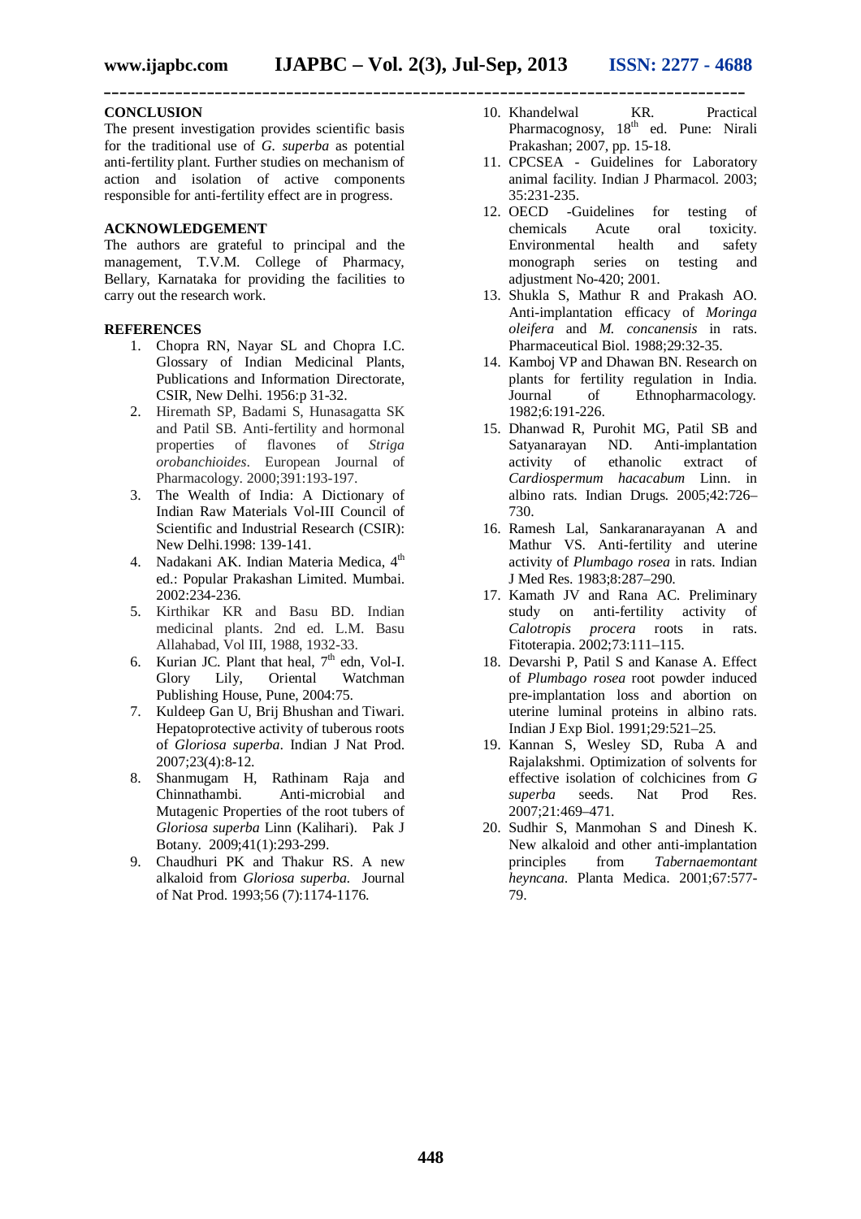## CONCLUSION

The present investigation provides scientific basis for the traditional use of *G. superba* as potential anti-fertility plant. Further studies on mechanism of action and isolation of active components responsible for anti-fertility effect are in progress.

## ACKNOWLEDGEMENT

The authors are grateful to principal and the management, T.V.M. College of Pharmacy, Bellary, Karnataka for providing the facilities to carry out the research work.

## REFERENCES

1. Chopra RN, Nayar SL and Chopra I.C. Glossary of Indian Medicinal Plants, Publications and Information Directorate, CSIR, New Delhi. 1956:p 31-32.
2. Hiremath SP, Badami S, Hunasagatta SK and Patil SB. Anti-fertility and hormonal properties of flavones of *Striga orobanchioides*. European Journal of Pharmacology. 2000;391:193-197.
3. The Wealth of India: A Dictionary of Indian Raw Materials Vol-III Council of Scientific and Industrial Research (CSIR): New Delhi.1998: 139-141.
4. Nadakani AK. Indian Materia Medica, 4th ed.: Popular Prakashan Limited. Mumbai. 2002:234-236.
5. Kirthikar KR and Basu BD. Indian medicinal plants. 2nd ed. L.M. Basu Allahabad, Vol III, 1988, 1932-33.
6. Kurian JC. Plant that heal, 7th edn, Vol-I. Glory Lily, Oriental Watchman Publishing House, Pune, 2004:75.
7. Kuldeep Gan U, Brij Bhushan and Tiwari. Hepatoprotective activity of tuberous roots of *Gloriosa superba*. Indian J Nat Prod. 2007;23(4):8-12.
8. Shanmugam H, Rathinam Raja and Chinnathambi. Anti-microbial and Mutagenic Properties of the root tubers of *Gloriosa superba* Linn (Kalihari). Pak J Botany. 2009;41(1):293-299.
9. Chaudhuri PK and Thakur RS. A new alkaloid from *Gloriosa superba.* Journal of Nat Prod. 1993;56 (7):1174-1176.
10. Khandelwal KR. Practical Pharmacognosy, 18th ed. Pune: Nirali Prakashan; 2007, pp. 15-18.
11. CPCSEA - Guidelines for Laboratory animal facility. Indian J Pharmacol. 2003; 35:231-235.
12. OECD -Guidelines for testing of chemicals Acute oral toxicity. Environmental health and safety monograph series on testing and adjustment No-420; 2001.
13. Shukla S, Mathur R and Prakash AO. Anti-implantation efficacy of *Moringa oleifera* and *M. concanensis* in rats. Pharmaceutical Biol. 1988;29:32-35.
14. Kamboj VP and Dhawan BN. Research on plants for fertility regulation in India. Journal of Ethnopharmacology. 1982;6:191-226.
15. Dhanwad R, Purohit MG, Patil SB and Satyanarayan ND. Anti-implantation activity of ethanolic extract of *Cardiospermum hacacabum* Linn. in albino rats. Indian Drugs. 2005;42:726–730.
16. Ramesh Lal, Sankaranarayanan A and Mathur VS. Anti-fertility and uterine activity of *Plumbago rosea* in rats. Indian J Med Res. 1983;8:287–290.
17. Kamath JV and Rana AC. Preliminary study on anti-fertility activity of *Calotropis procera* roots in rats. Fitoterapia. 2002;73:111–115.
18. Devarshi P, Patil S and Kanase A. Effect of *Plumbago rosea* root powder induced pre-implantation loss and abortion on uterine luminal proteins in albino rats. Indian J Exp Biol. 1991;29:521–25.
19. Kannan S, Wesley SD, Ruba A and Rajalakshmi. Optimization of solvents for effective isolation of colchicines from *G superba* seeds. Nat Prod Res. 2007;21:469–471.
20. Sudhir S, Manmohan S and Dinesh K. New alkaloid and other anti-implantation principles from *Tabernaemontant heyncana*. Planta Medica. 2001;67:577-79.